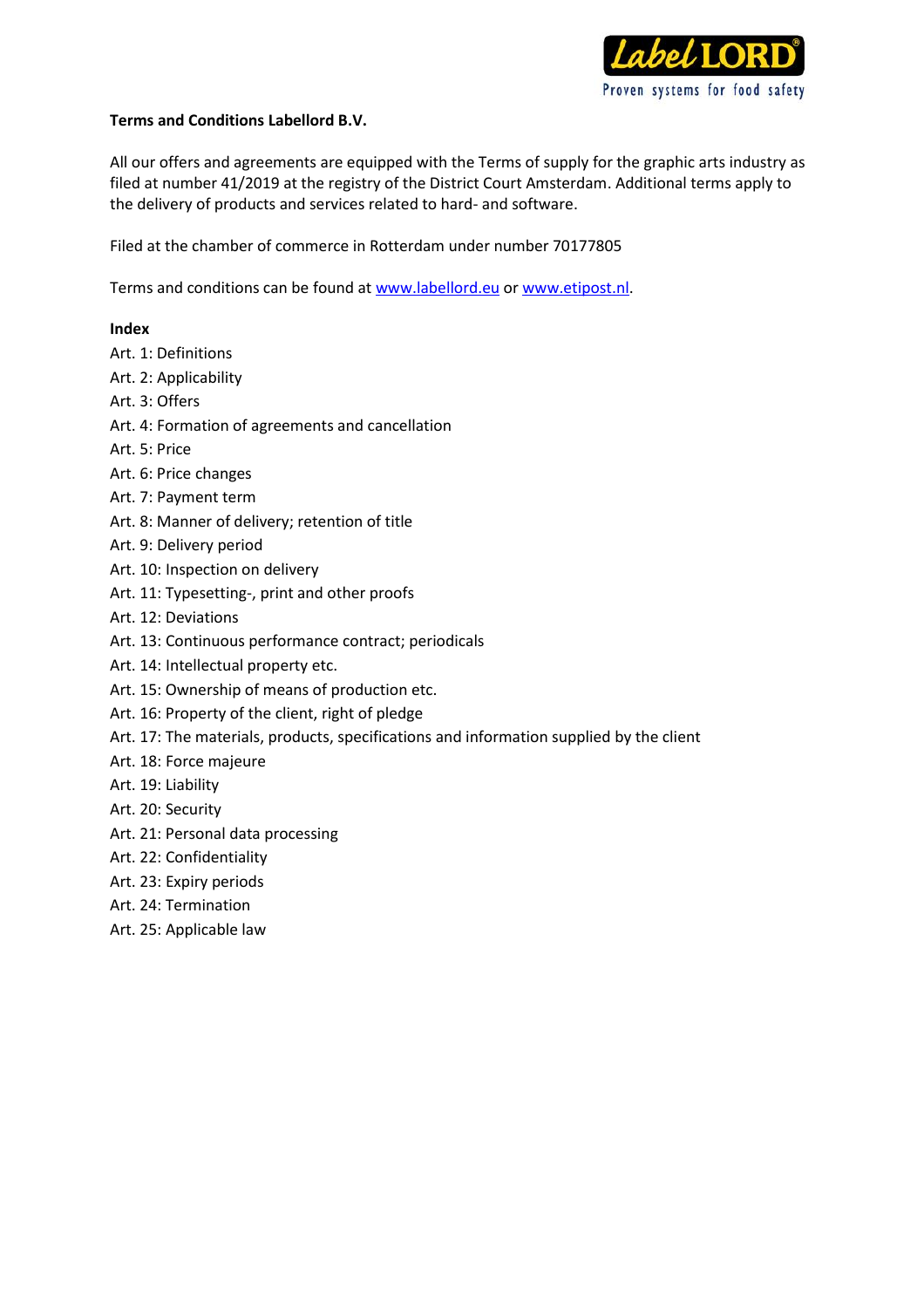**Terms and Conditions Labellord B.V.**

All our offers and agreements are equipped with the Terms of supply for the graphic arts industry as filed at number 41/2019 at the registry of the District Court Amsterdam. Additional terms apply to the delivery of products and services related to hard- and software.

Filed at the chamber of commerce in Rotterdam under number 70177805

Terms and conditions can be found at www.labellord.eu or www.etipost.nl.

**Index**

Art. 1: Definitions
Art. 2: Applicability
Art. 3: Offers
Art. 4: Formation of agreements and cancellation
Art. 5: Price
Art. 6: Price changes
Art. 7: Payment term
Art. 8: Manner of delivery; retention of title
Art. 9: Delivery period
Art. 10: Inspection on delivery
Art. 11: Typesetting-, print and other proofs
Art. 12: Deviations
Art. 13: Continuous performance contract; periodicals
Art. 14: Intellectual property etc.
Art. 15: Ownership of means of production etc.
Art. 16: Property of the client, right of pledge
Art. 17: The materials, products, specifications and information supplied by the client
Art. 18: Force majeure
Art. 19: Liability
Art. 20: Security
Art. 21: Personal data processing
Art. 22: Confidentiality
Art. 23: Expiry periods
Art. 24: Termination
Art. 25: Applicable law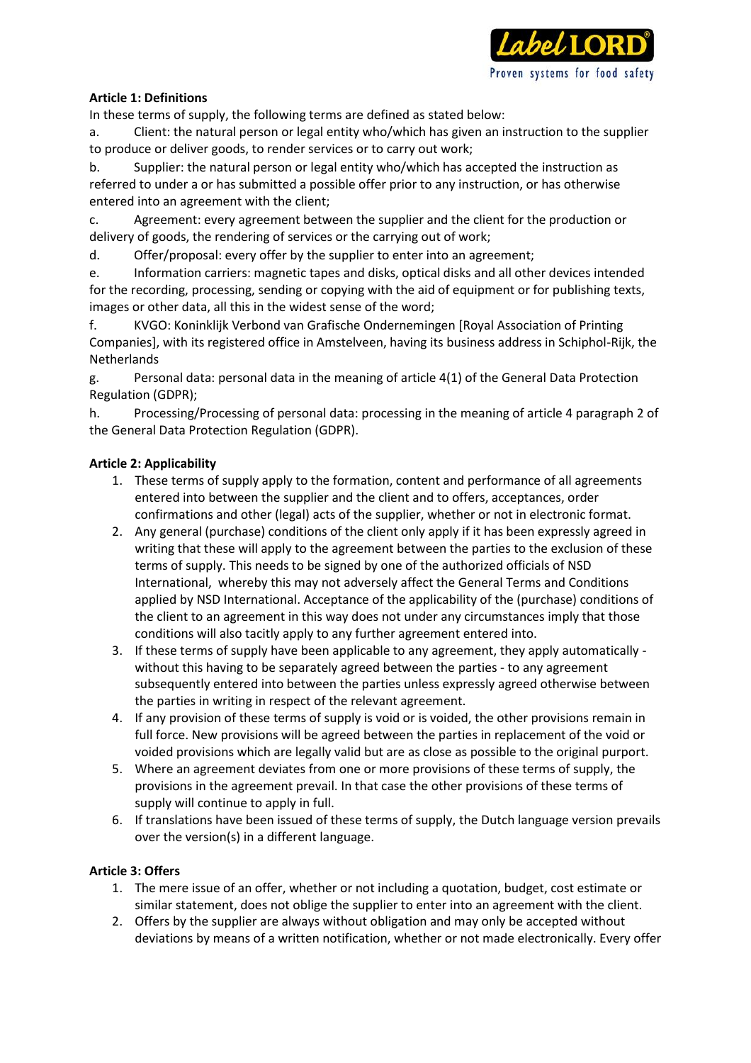**Article 1: Definitions**

In these terms of supply, the following terms are defined as stated below:

a. Client: the natural person or legal entity who/which has given an instruction to the supplier to produce or deliver goods, to render services or to carry out work;

b. Supplier: the natural person or legal entity who/which has accepted the instruction as referred to under a or has submitted a possible offer prior to any instruction, or has otherwise entered into an agreement with the client;

c. Agreement: every agreement between the supplier and the client for the production or delivery of goods, the rendering of services or the carrying out of work;

d. Offer/proposal: every offer by the supplier to enter into an agreement;

e. Information carriers: magnetic tapes and disks, optical disks and all other devices intended for the recording, processing, sending or copying with the aid of equipment or for publishing texts, images or other data, all this in the widest sense of the word;

f. KVGO: Koninklijk Verbond van Grafische Ondernemingen [Royal Association of Printing Companies], with its registered office in Amstelveen, having its business address in Schiphol-Rijk, the Netherlands

g. Personal data: personal data in the meaning of article 4(1) of the General Data Protection Regulation (GDPR);

h. Processing/Processing of personal data: processing in the meaning of article 4 paragraph 2 of the General Data Protection Regulation (GDPR).

**Article 2: Applicability**

1. These terms of supply apply to the formation, content and performance of all agreements entered into between the supplier and the client and to offers, acceptances, order confirmations and other (legal) acts of the supplier, whether or not in electronic format.
2. Any general (purchase) conditions of the client only apply if it has been expressly agreed in writing that these will apply to the agreement between the parties to the exclusion of these terms of supply. This needs to be signed by one of the authorized officials of NSD International, whereby this may not adversely affect the General Terms and Conditions applied by NSD International. Acceptance of the applicability of the (purchase) conditions of the client to an agreement in this way does not under any circumstances imply that those conditions will also tacitly apply to any further agreement entered into.
3. If these terms of supply have been applicable to any agreement, they apply automatically - without this having to be separately agreed between the parties - to any agreement subsequently entered into between the parties unless expressly agreed otherwise between the parties in writing in respect of the relevant agreement.
4. If any provision of these terms of supply is void or is voided, the other provisions remain in full force. New provisions will be agreed between the parties in replacement of the void or voided provisions which are legally valid but are as close as possible to the original purport.
5. Where an agreement deviates from one or more provisions of these terms of supply, the provisions in the agreement prevail. In that case the other provisions of these terms of supply will continue to apply in full.
6. If translations have been issued of these terms of supply, the Dutch language version prevails over the version(s) in a different language.

**Article 3: Offers**

1. The mere issue of an offer, whether or not including a quotation, budget, cost estimate or similar statement, does not oblige the supplier to enter into an agreement with the client.
2. Offers by the supplier are always without obligation and may only be accepted without deviations by means of a written notification, whether or not made electronically. Every offer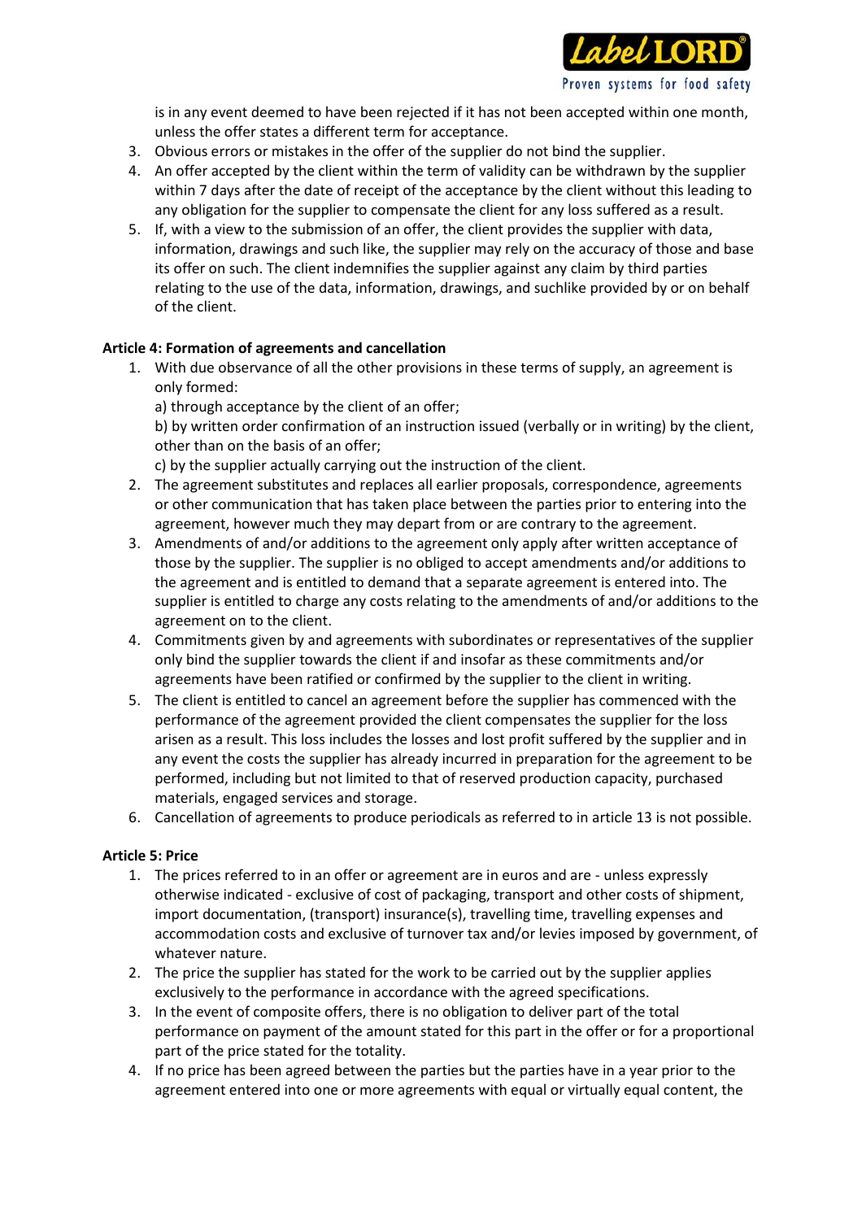is in any event deemed to have been rejected if it has not been accepted within one month, unless the offer states a different term for acceptance.

3. Obvious errors or mistakes in the offer of the supplier do not bind the supplier.
4. An offer accepted by the client within the term of validity can be withdrawn by the supplier within 7 days after the date of receipt of the acceptance by the client without this leading to any obligation for the supplier to compensate the client for any loss suffered as a result.
5. If, with a view to the submission of an offer, the client provides the supplier with data, information, drawings and such like, the supplier may rely on the accuracy of those and base its offer on such. The client indemnifies the supplier against any claim by third parties relating to the use of the data, information, drawings, and suchlike provided by or on behalf of the client.

**Article 4: Formation of agreements and cancellation**

1. With due observance of all the other provisions in these terms of supply, an agreement is only formed:
   a) through acceptance by the client of an offer;
   b) by written order confirmation of an instruction issued (verbally or in writing) by the client, other than on the basis of an offer;
   c) by the supplier actually carrying out the instruction of the client.
2. The agreement substitutes and replaces all earlier proposals, correspondence, agreements or other communication that has taken place between the parties prior to entering into the agreement, however much they may depart from or are contrary to the agreement.
3. Amendments of and/or additions to the agreement only apply after written acceptance of those by the supplier. The supplier is no obliged to accept amendments and/or additions to the agreement and is entitled to demand that a separate agreement is entered into. The supplier is entitled to charge any costs relating to the amendments of and/or additions to the agreement on to the client.
4. Commitments given by and agreements with subordinates or representatives of the supplier only bind the supplier towards the client if and insofar as these commitments and/or agreements have been ratified or confirmed by the supplier to the client in writing.
5. The client is entitled to cancel an agreement before the supplier has commenced with the performance of the agreement provided the client compensates the supplier for the loss arisen as a result. This loss includes the losses and lost profit suffered by the supplier and in any event the costs the supplier has already incurred in preparation for the agreement to be performed, including but not limited to that of reserved production capacity, purchased materials, engaged services and storage.
6. Cancellation of agreements to produce periodicals as referred to in article 13 is not possible.

**Article 5: Price**

1. The prices referred to in an offer or agreement are in euros and are - unless expressly otherwise indicated - exclusive of cost of packaging, transport and other costs of shipment, import documentation, (transport) insurance(s), travelling time, travelling expenses and accommodation costs and exclusive of turnover tax and/or levies imposed by government, of whatever nature.
2. The price the supplier has stated for the work to be carried out by the supplier applies exclusively to the performance in accordance with the agreed specifications.
3. In the event of composite offers, there is no obligation to deliver part of the total performance on payment of the amount stated for this part in the offer or for a proportional part of the price stated for the totality.
4. If no price has been agreed between the parties but the parties have in a year prior to the agreement entered into one or more agreements with equal or virtually equal content, the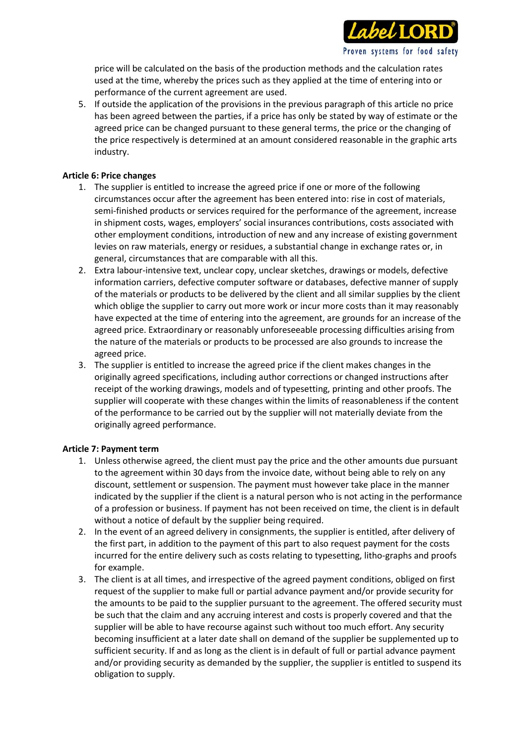price will be calculated on the basis of the production methods and the calculation rates used at the time, whereby the prices such as they applied at the time of entering into or performance of the current agreement are used.

5. If outside the application of the provisions in the previous paragraph of this article no price has been agreed between the parties, if a price has only be stated by way of estimate or the agreed price can be changed pursuant to these general terms, the price or the changing of the price respectively is determined at an amount considered reasonable in the graphic arts industry.

**Article 6: Price changes**

1. The supplier is entitled to increase the agreed price if one or more of the following circumstances occur after the agreement has been entered into: rise in cost of materials, semi-finished products or services required for the performance of the agreement, increase in shipment costs, wages, employers' social insurances contributions, costs associated with other employment conditions, introduction of new and any increase of existing government levies on raw materials, energy or residues, a substantial change in exchange rates or, in general, circumstances that are comparable with all this.
2. Extra labour-intensive text, unclear copy, unclear sketches, drawings or models, defective information carriers, defective computer software or databases, defective manner of supply of the materials or products to be delivered by the client and all similar supplies by the client which oblige the supplier to carry out more work or incur more costs than it may reasonably have expected at the time of entering into the agreement, are grounds for an increase of the agreed price. Extraordinary or reasonably unforeseeable processing difficulties arising from the nature of the materials or products to be processed are also grounds to increase the agreed price.
3. The supplier is entitled to increase the agreed price if the client makes changes in the originally agreed specifications, including author corrections or changed instructions after receipt of the working drawings, models and of typesetting, printing and other proofs. The supplier will cooperate with these changes within the limits of reasonableness if the content of the performance to be carried out by the supplier will not materially deviate from the originally agreed performance.

**Article 7: Payment term**

1. Unless otherwise agreed, the client must pay the price and the other amounts due pursuant to the agreement within 30 days from the invoice date, without being able to rely on any discount, settlement or suspension. The payment must however take place in the manner indicated by the supplier if the client is a natural person who is not acting in the performance of a profession or business. If payment has not been received on time, the client is in default without a notice of default by the supplier being required.
2. In the event of an agreed delivery in consignments, the supplier is entitled, after delivery of the first part, in addition to the payment of this part to also request payment for the costs incurred for the entire delivery such as costs relating to typesetting, litho-graphs and proofs for example.
3. The client is at all times, and irrespective of the agreed payment conditions, obliged on first request of the supplier to make full or partial advance payment and/or provide security for the amounts to be paid to the supplier pursuant to the agreement. The offered security must be such that the claim and any accruing interest and costs is properly covered and that the supplier will be able to have recourse against such without too much effort. Any security becoming insufficient at a later date shall on demand of the supplier be supplemented up to sufficient security. If and as long as the client is in default of full or partial advance payment and/or providing security as demanded by the supplier, the supplier is entitled to suspend its obligation to supply.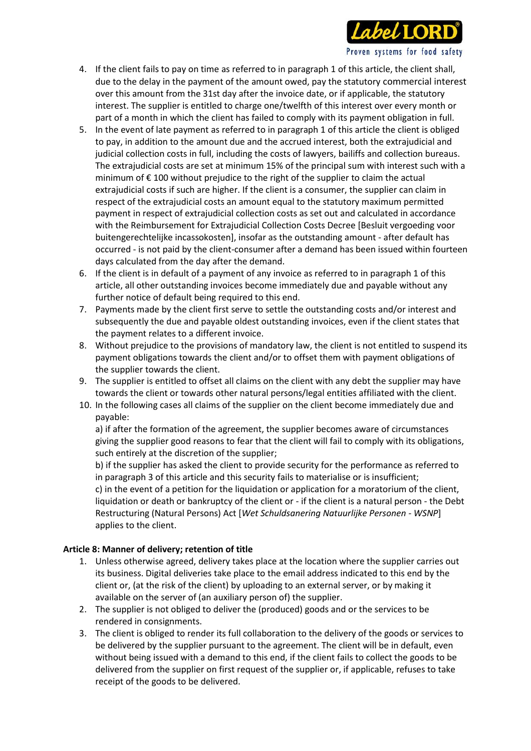4. If the client fails to pay on time as referred to in paragraph 1 of this article, the client shall, due to the delay in the payment of the amount owed, pay the statutory commercial interest over this amount from the 31st day after the invoice date, or if applicable, the statutory interest. The supplier is entitled to charge one/twelfth of this interest over every month or part of a month in which the client has failed to comply with its payment obligation in full.
5. In the event of late payment as referred to in paragraph 1 of this article the client is obliged to pay, in addition to the amount due and the accrued interest, both the extrajudicial and judicial collection costs in full, including the costs of lawyers, bailiffs and collection bureaus. The extrajudicial costs are set at minimum 15% of the principal sum with interest such with a minimum of € 100 without prejudice to the right of the supplier to claim the actual extrajudicial costs if such are higher. If the client is a consumer, the supplier can claim in respect of the extrajudicial costs an amount equal to the statutory maximum permitted payment in respect of extrajudicial collection costs as set out and calculated in accordance with the Reimbursement for Extrajudicial Collection Costs Decree [Besluit vergoeding voor buitengerechtelijke incassokosten], insofar as the outstanding amount - after default has occurred - is not paid by the client-consumer after a demand has been issued within fourteen days calculated from the day after the demand.
6. If the client is in default of a payment of any invoice as referred to in paragraph 1 of this article, all other outstanding invoices become immediately due and payable without any further notice of default being required to this end.
7. Payments made by the client first serve to settle the outstanding costs and/or interest and subsequently the due and payable oldest outstanding invoices, even if the client states that the payment relates to a different invoice.
8. Without prejudice to the provisions of mandatory law, the client is not entitled to suspend its payment obligations towards the client and/or to offset them with payment obligations of the supplier towards the client.
9. The supplier is entitled to offset all claims on the client with any debt the supplier may have towards the client or towards other natural persons/legal entities affiliated with the client.
10. In the following cases all claims of the supplier on the client become immediately due and payable:
    a) if after the formation of the agreement, the supplier becomes aware of circumstances giving the supplier good reasons to fear that the client will fail to comply with its obligations, such entirely at the discretion of the supplier;
    b) if the supplier has asked the client to provide security for the performance as referred to in paragraph 3 of this article and this security fails to materialise or is insufficient;
    c) in the event of a petition for the liquidation or application for a moratorium of the client, liquidation or death or bankruptcy of the client or - if the client is a natural person - the Debt Restructuring (Natural Persons) Act [*Wet Schuldsanering Natuurlijke Personen - WSNP*] applies to the client.

**Article 8: Manner of delivery; retention of title**

1. Unless otherwise agreed, delivery takes place at the location where the supplier carries out its business. Digital deliveries take place to the email address indicated to this end by the client or, (at the risk of the client) by uploading to an external server, or by making it available on the server of (an auxiliary person of) the supplier.
2. The supplier is not obliged to deliver the (produced) goods and or the services to be rendered in consignments.
3. The client is obliged to render its full collaboration to the delivery of the goods or services to be delivered by the supplier pursuant to the agreement. The client will be in default, even without being issued with a demand to this end, if the client fails to collect the goods to be delivered from the supplier on first request of the supplier or, if applicable, refuses to take receipt of the goods to be delivered.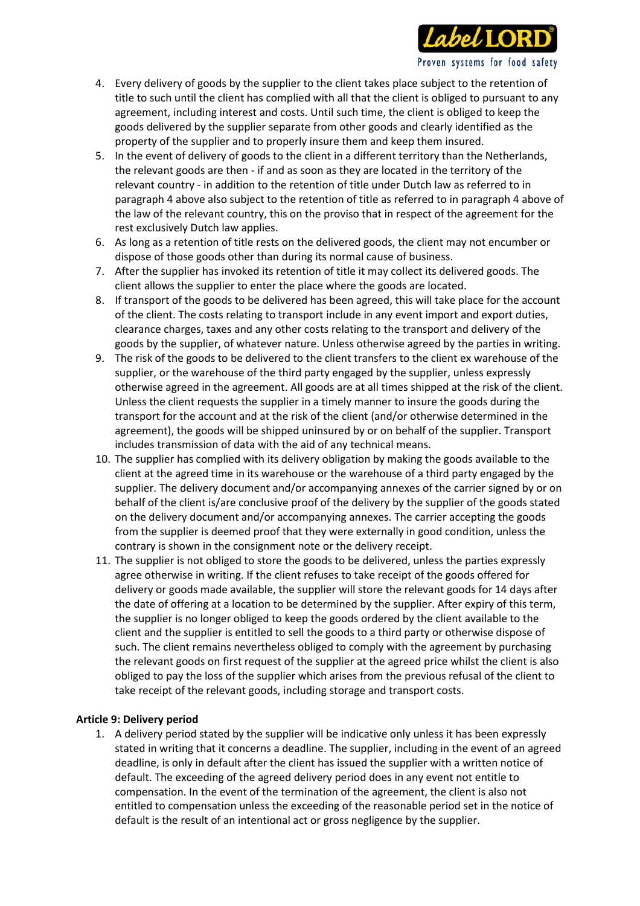4. Every delivery of goods by the supplier to the client takes place subject to the retention of title to such until the client has complied with all that the client is obliged to pursuant to any agreement, including interest and costs. Until such time, the client is obliged to keep the goods delivered by the supplier separate from other goods and clearly identified as the property of the supplier and to properly insure them and keep them insured.
5. In the event of delivery of goods to the client in a different territory than the Netherlands, the relevant goods are then - if and as soon as they are located in the territory of the relevant country - in addition to the retention of title under Dutch law as referred to in paragraph 4 above also subject to the retention of title as referred to in paragraph 4 above of the law of the relevant country, this on the proviso that in respect of the agreement for the rest exclusively Dutch law applies.
6. As long as a retention of title rests on the delivered goods, the client may not encumber or dispose of those goods other than during its normal cause of business.
7. After the supplier has invoked its retention of title it may collect its delivered goods. The client allows the supplier to enter the place where the goods are located.
8. If transport of the goods to be delivered has been agreed, this will take place for the account of the client. The costs relating to transport include in any event import and export duties, clearance charges, taxes and any other costs relating to the transport and delivery of the goods by the supplier, of whatever nature. Unless otherwise agreed by the parties in writing.
9. The risk of the goods to be delivered to the client transfers to the client ex warehouse of the supplier, or the warehouse of the third party engaged by the supplier, unless expressly otherwise agreed in the agreement. All goods are at all times shipped at the risk of the client. Unless the client requests the supplier in a timely manner to insure the goods during the transport for the account and at the risk of the client (and/or otherwise determined in the agreement), the goods will be shipped uninsured by or on behalf of the supplier. Transport includes transmission of data with the aid of any technical means.
10. The supplier has complied with its delivery obligation by making the goods available to the client at the agreed time in its warehouse or the warehouse of a third party engaged by the supplier. The delivery document and/or accompanying annexes of the carrier signed by or on behalf of the client is/are conclusive proof of the delivery by the supplier of the goods stated on the delivery document and/or accompanying annexes. The carrier accepting the goods from the supplier is deemed proof that they were externally in good condition, unless the contrary is shown in the consignment note or the delivery receipt.
11. The supplier is not obliged to store the goods to be delivered, unless the parties expressly agree otherwise in writing. If the client refuses to take receipt of the goods offered for delivery or goods made available, the supplier will store the relevant goods for 14 days after the date of offering at a location to be determined by the supplier. After expiry of this term, the supplier is no longer obliged to keep the goods ordered by the client available to the client and the supplier is entitled to sell the goods to a third party or otherwise dispose of such. The client remains nevertheless obliged to comply with the agreement by purchasing the relevant goods on first request of the supplier at the agreed price whilst the client is also obliged to pay the loss of the supplier which arises from the previous refusal of the client to take receipt of the relevant goods, including storage and transport costs.

**Article 9: Delivery period**

1. A delivery period stated by the supplier will be indicative only unless it has been expressly stated in writing that it concerns a deadline. The supplier, including in the event of an agreed deadline, is only in default after the client has issued the supplier with a written notice of default. The exceeding of the agreed delivery period does in any event not entitle to compensation. In the event of the termination of the agreement, the client is also not entitled to compensation unless the exceeding of the reasonable period set in the notice of default is the result of an intentional act or gross negligence by the supplier.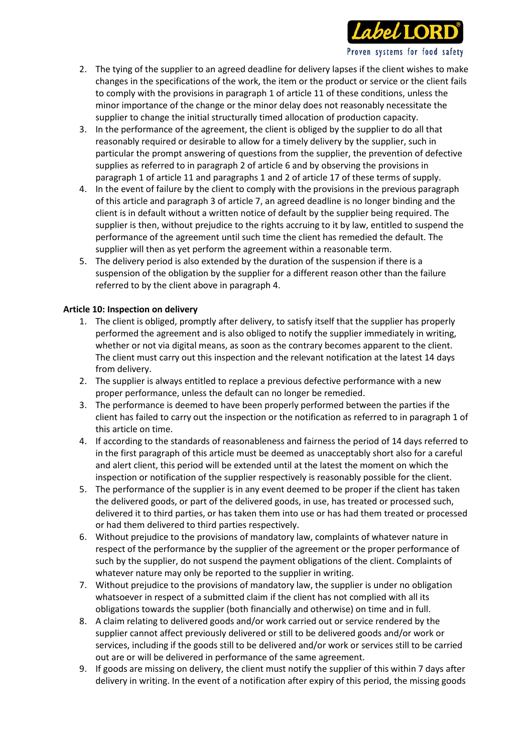2. The tying of the supplier to an agreed deadline for delivery lapses if the client wishes to make changes in the specifications of the work, the item or the product or service or the client fails to comply with the provisions in paragraph 1 of article 11 of these conditions, unless the minor importance of the change or the minor delay does not reasonably necessitate the supplier to change the initial structurally timed allocation of production capacity.
3. In the performance of the agreement, the client is obliged by the supplier to do all that reasonably required or desirable to allow for a timely delivery by the supplier, such in particular the prompt answering of questions from the supplier, the prevention of defective supplies as referred to in paragraph 2 of article 6 and by observing the provisions in paragraph 1 of article 11 and paragraphs 1 and 2 of article 17 of these terms of supply.
4. In the event of failure by the client to comply with the provisions in the previous paragraph of this article and paragraph 3 of article 7, an agreed deadline is no longer binding and the client is in default without a written notice of default by the supplier being required. The supplier is then, without prejudice to the rights accruing to it by law, entitled to suspend the performance of the agreement until such time the client has remedied the default. The supplier will then as yet perform the agreement within a reasonable term.
5. The delivery period is also extended by the duration of the suspension if there is a suspension of the obligation by the supplier for a different reason other than the failure referred to by the client above in paragraph 4.

**Article 10: Inspection on delivery**

1. The client is obliged, promptly after delivery, to satisfy itself that the supplier has properly performed the agreement and is also obliged to notify the supplier immediately in writing, whether or not via digital means, as soon as the contrary becomes apparent to the client. The client must carry out this inspection and the relevant notification at the latest 14 days from delivery.
2. The supplier is always entitled to replace a previous defective performance with a new proper performance, unless the default can no longer be remedied.
3. The performance is deemed to have been properly performed between the parties if the client has failed to carry out the inspection or the notification as referred to in paragraph 1 of this article on time.
4. If according to the standards of reasonableness and fairness the period of 14 days referred to in the first paragraph of this article must be deemed as unacceptably short also for a careful and alert client, this period will be extended until at the latest the moment on which the inspection or notification of the supplier respectively is reasonably possible for the client.
5. The performance of the supplier is in any event deemed to be proper if the client has taken the delivered goods, or part of the delivered goods, in use, has treated or processed such, delivered it to third parties, or has taken them into use or has had them treated or processed or had them delivered to third parties respectively.
6. Without prejudice to the provisions of mandatory law, complaints of whatever nature in respect of the performance by the supplier of the agreement or the proper performance of such by the supplier, do not suspend the payment obligations of the client. Complaints of whatever nature may only be reported to the supplier in writing.
7. Without prejudice to the provisions of mandatory law, the supplier is under no obligation whatsoever in respect of a submitted claim if the client has not complied with all its obligations towards the supplier (both financially and otherwise) on time and in full.
8. A claim relating to delivered goods and/or work carried out or service rendered by the supplier cannot affect previously delivered or still to be delivered goods and/or work or services, including if the goods still to be delivered and/or work or services still to be carried out are or will be delivered in performance of the same agreement.
9. If goods are missing on delivery, the client must notify the supplier of this within 7 days after delivery in writing. In the event of a notification after expiry of this period, the missing goods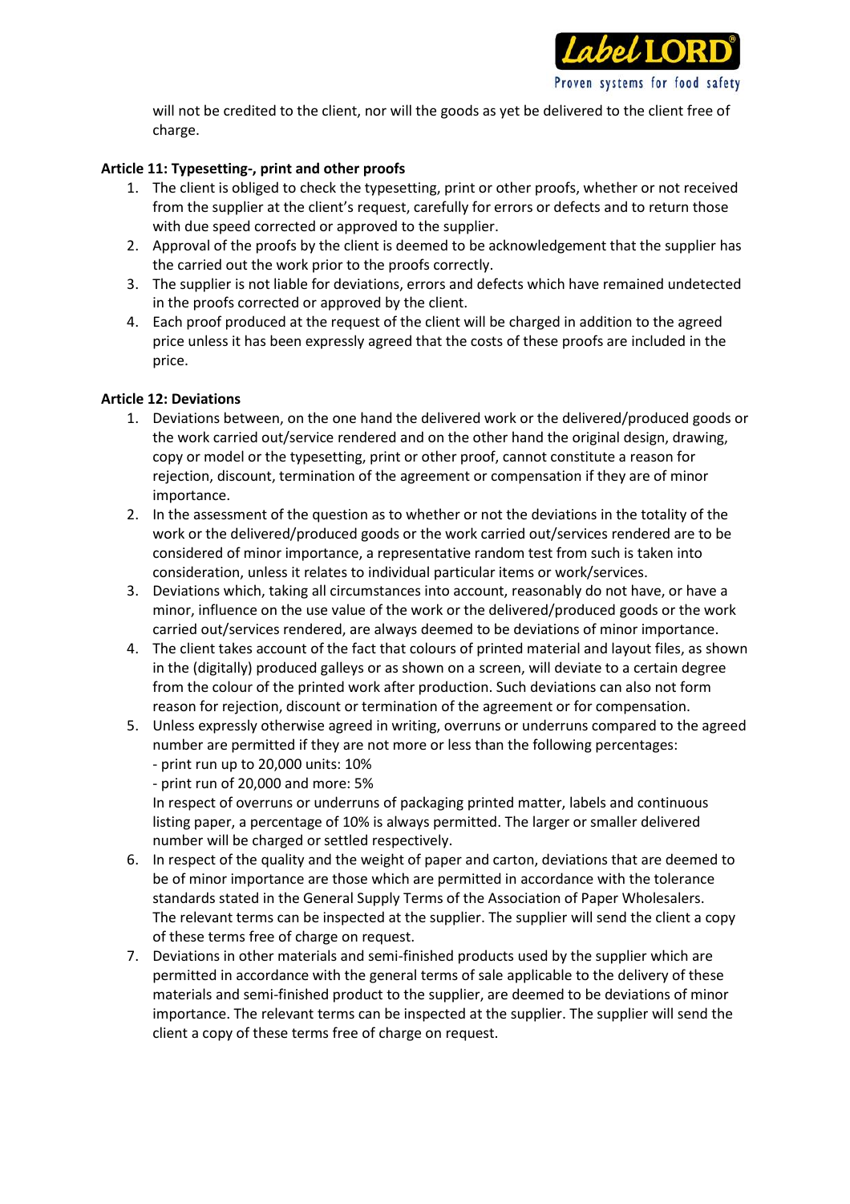will not be credited to the client, nor will the goods as yet be delivered to the client free of charge.

**Article 11: Typesetting-, print and other proofs**

1. The client is obliged to check the typesetting, print or other proofs, whether or not received from the supplier at the client's request, carefully for errors or defects and to return those with due speed corrected or approved to the supplier.
2. Approval of the proofs by the client is deemed to be acknowledgement that the supplier has the carried out the work prior to the proofs correctly.
3. The supplier is not liable for deviations, errors and defects which have remained undetected in the proofs corrected or approved by the client.
4. Each proof produced at the request of the client will be charged in addition to the agreed price unless it has been expressly agreed that the costs of these proofs are included in the price.

**Article 12: Deviations**

1. Deviations between, on the one hand the delivered work or the delivered/produced goods or the work carried out/service rendered and on the other hand the original design, drawing, copy or model or the typesetting, print or other proof, cannot constitute a reason for rejection, discount, termination of the agreement or compensation if they are of minor importance.
2. In the assessment of the question as to whether or not the deviations in the totality of the work or the delivered/produced goods or the work carried out/services rendered are to be considered of minor importance, a representative random test from such is taken into consideration, unless it relates to individual particular items or work/services.
3. Deviations which, taking all circumstances into account, reasonably do not have, or have a minor, influence on the use value of the work or the delivered/produced goods or the work carried out/services rendered, are always deemed to be deviations of minor importance.
4. The client takes account of the fact that colours of printed material and layout files, as shown in the (digitally) produced galleys or as shown on a screen, will deviate to a certain degree from the colour of the printed work after production. Such deviations can also not form reason for rejection, discount or termination of the agreement or for compensation.
5. Unless expressly otherwise agreed in writing, overruns or underruns compared to the agreed number are permitted if they are not more or less than the following percentages:
   - print run up to 20,000 units: 10%
   - print run of 20,000 and more: 5%

   In respect of overruns or underruns of packaging printed matter, labels and continuous listing paper, a percentage of 10% is always permitted. The larger or smaller delivered number will be charged or settled respectively.
6. In respect of the quality and the weight of paper and carton, deviations that are deemed to be of minor importance are those which are permitted in accordance with the tolerance standards stated in the General Supply Terms of the Association of Paper Wholesalers. The relevant terms can be inspected at the supplier. The supplier will send the client a copy of these terms free of charge on request.
7. Deviations in other materials and semi-finished products used by the supplier which are permitted in accordance with the general terms of sale applicable to the delivery of these materials and semi-finished product to the supplier, are deemed to be deviations of minor importance. The relevant terms can be inspected at the supplier. The supplier will send the client a copy of these terms free of charge on request.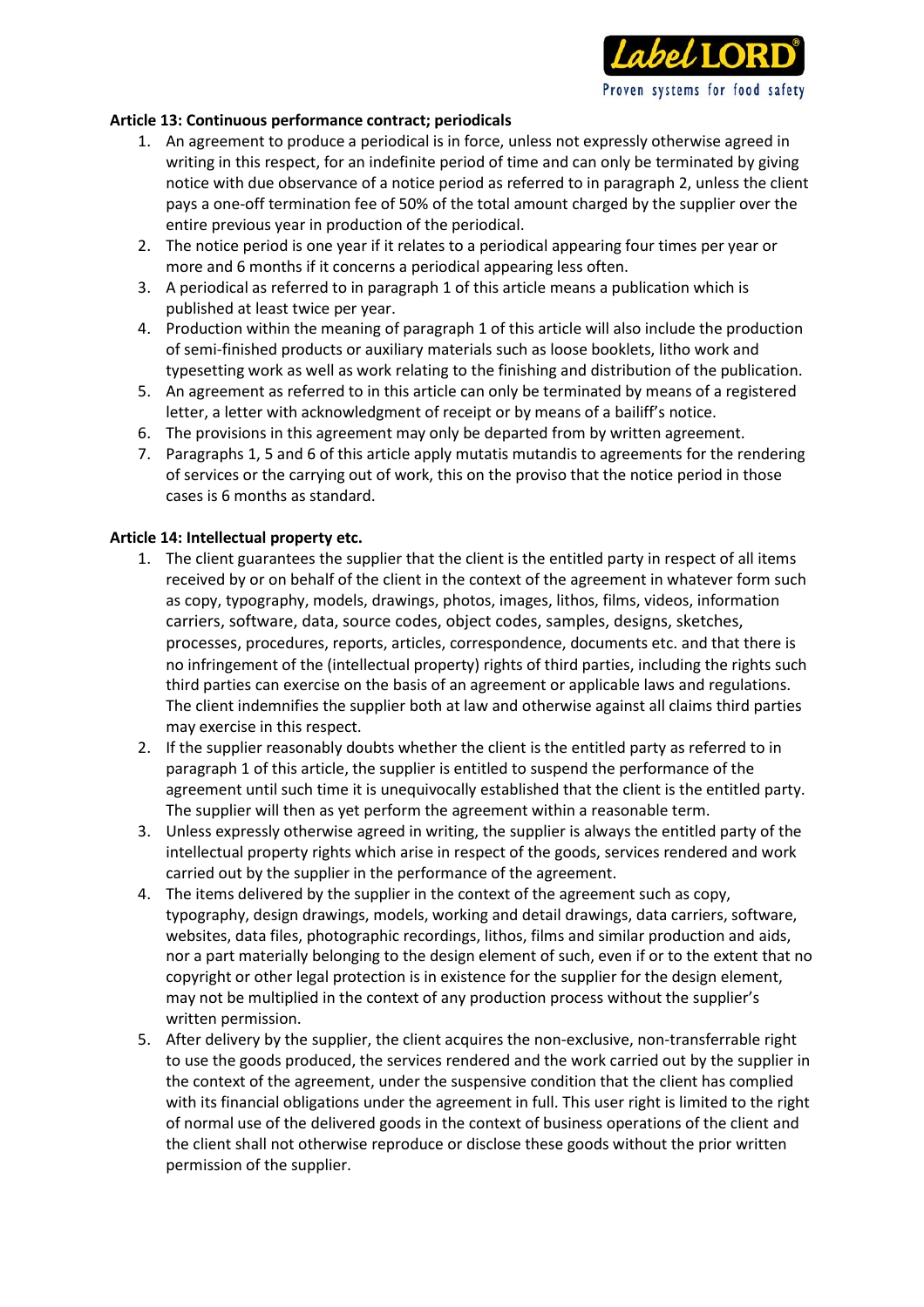**Article 13: Continuous performance contract; periodicals**

1. An agreement to produce a periodical is in force, unless not expressly otherwise agreed in writing in this respect, for an indefinite period of time and can only be terminated by giving notice with due observance of a notice period as referred to in paragraph 2, unless the client pays a one-off termination fee of 50% of the total amount charged by the supplier over the entire previous year in production of the periodical.
2. The notice period is one year if it relates to a periodical appearing four times per year or more and 6 months if it concerns a periodical appearing less often.
3. A periodical as referred to in paragraph 1 of this article means a publication which is published at least twice per year.
4. Production within the meaning of paragraph 1 of this article will also include the production of semi-finished products or auxiliary materials such as loose booklets, litho work and typesetting work as well as work relating to the finishing and distribution of the publication.
5. An agreement as referred to in this article can only be terminated by means of a registered letter, a letter with acknowledgment of receipt or by means of a bailiff's notice.
6. The provisions in this agreement may only be departed from by written agreement.
7. Paragraphs 1, 5 and 6 of this article apply mutatis mutandis to agreements for the rendering of services or the carrying out of work, this on the proviso that the notice period in those cases is 6 months as standard.

**Article 14: Intellectual property etc.**

1. The client guarantees the supplier that the client is the entitled party in respect of all items received by or on behalf of the client in the context of the agreement in whatever form such as copy, typography, models, drawings, photos, images, lithos, films, videos, information carriers, software, data, source codes, object codes, samples, designs, sketches, processes, procedures, reports, articles, correspondence, documents etc. and that there is no infringement of the (intellectual property) rights of third parties, including the rights such third parties can exercise on the basis of an agreement or applicable laws and regulations. The client indemnifies the supplier both at law and otherwise against all claims third parties may exercise in this respect.
2. If the supplier reasonably doubts whether the client is the entitled party as referred to in paragraph 1 of this article, the supplier is entitled to suspend the performance of the agreement until such time it is unequivocally established that the client is the entitled party. The supplier will then as yet perform the agreement within a reasonable term.
3. Unless expressly otherwise agreed in writing, the supplier is always the entitled party of the intellectual property rights which arise in respect of the goods, services rendered and work carried out by the supplier in the performance of the agreement.
4. The items delivered by the supplier in the context of the agreement such as copy, typography, design drawings, models, working and detail drawings, data carriers, software, websites, data files, photographic recordings, lithos, films and similar production and aids, nor a part materially belonging to the design element of such, even if or to the extent that no copyright or other legal protection is in existence for the supplier for the design element, may not be multiplied in the context of any production process without the supplier's written permission.
5. After delivery by the supplier, the client acquires the non-exclusive, non-transferrable right to use the goods produced, the services rendered and the work carried out by the supplier in the context of the agreement, under the suspensive condition that the client has complied with its financial obligations under the agreement in full. This user right is limited to the right of normal use of the delivered goods in the context of business operations of the client and the client shall not otherwise reproduce or disclose these goods without the prior written permission of the supplier.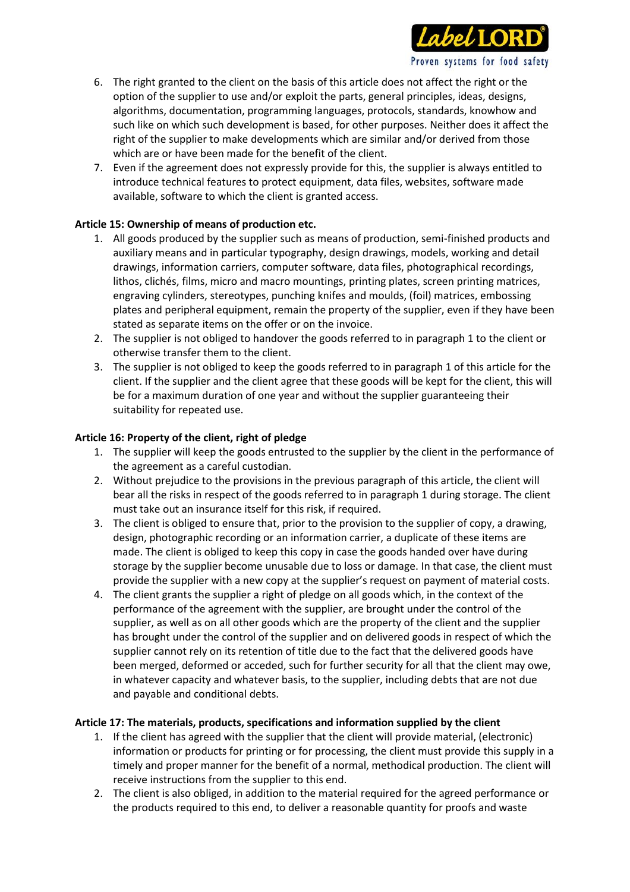6. The right granted to the client on the basis of this article does not affect the right or the option of the supplier to use and/or exploit the parts, general principles, ideas, designs, algorithms, documentation, programming languages, protocols, standards, knowhow and such like on which such development is based, for other purposes. Neither does it affect the right of the supplier to make developments which are similar and/or derived from those which are or have been made for the benefit of the client.
7. Even if the agreement does not expressly provide for this, the supplier is always entitled to introduce technical features to protect equipment, data files, websites, software made available, software to which the client is granted access.

**Article 15: Ownership of means of production etc.**

1. All goods produced by the supplier such as means of production, semi-finished products and auxiliary means and in particular typography, design drawings, models, working and detail drawings, information carriers, computer software, data files, photographical recordings, lithos, clichés, films, micro and macro mountings, printing plates, screen printing matrices, engraving cylinders, stereotypes, punching knifes and moulds, (foil) matrices, embossing plates and peripheral equipment, remain the property of the supplier, even if they have been stated as separate items on the offer or on the invoice.
2. The supplier is not obliged to handover the goods referred to in paragraph 1 to the client or otherwise transfer them to the client.
3. The supplier is not obliged to keep the goods referred to in paragraph 1 of this article for the client. If the supplier and the client agree that these goods will be kept for the client, this will be for a maximum duration of one year and without the supplier guaranteeing their suitability for repeated use.

**Article 16: Property of the client, right of pledge**

1. The supplier will keep the goods entrusted to the supplier by the client in the performance of the agreement as a careful custodian.
2. Without prejudice to the provisions in the previous paragraph of this article, the client will bear all the risks in respect of the goods referred to in paragraph 1 during storage. The client must take out an insurance itself for this risk, if required.
3. The client is obliged to ensure that, prior to the provision to the supplier of copy, a drawing, design, photographic recording or an information carrier, a duplicate of these items are made. The client is obliged to keep this copy in case the goods handed over have during storage by the supplier become unusable due to loss or damage. In that case, the client must provide the supplier with a new copy at the supplier's request on payment of material costs.
4. The client grants the supplier a right of pledge on all goods which, in the context of the performance of the agreement with the supplier, are brought under the control of the supplier, as well as on all other goods which are the property of the client and the supplier has brought under the control of the supplier and on delivered goods in respect of which the supplier cannot rely on its retention of title due to the fact that the delivered goods have been merged, deformed or acceded, such for further security for all that the client may owe, in whatever capacity and whatever basis, to the supplier, including debts that are not due and payable and conditional debts.

**Article 17: The materials, products, specifications and information supplied by the client**

1. If the client has agreed with the supplier that the client will provide material, (electronic) information or products for printing or for processing, the client must provide this supply in a timely and proper manner for the benefit of a normal, methodical production. The client will receive instructions from the supplier to this end.
2. The client is also obliged, in addition to the material required for the agreed performance or the products required to this end, to deliver a reasonable quantity for proofs and waste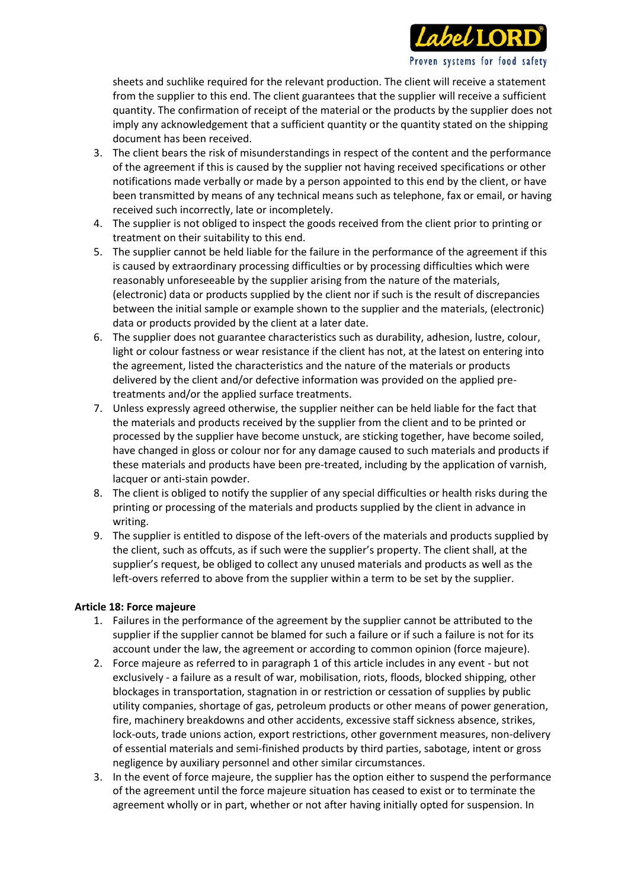sheets and suchlike required for the relevant production. The client will receive a statement from the supplier to this end. The client guarantees that the supplier will receive a sufficient quantity. The confirmation of receipt of the material or the products by the supplier does not imply any acknowledgement that a sufficient quantity or the quantity stated on the shipping document has been received.

3. The client bears the risk of misunderstandings in respect of the content and the performance of the agreement if this is caused by the supplier not having received specifications or other notifications made verbally or made by a person appointed to this end by the client, or have been transmitted by means of any technical means such as telephone, fax or email, or having received such incorrectly, late or incompletely.
4. The supplier is not obliged to inspect the goods received from the client prior to printing or treatment on their suitability to this end.
5. The supplier cannot be held liable for the failure in the performance of the agreement if this is caused by extraordinary processing difficulties or by processing difficulties which were reasonably unforeseeable by the supplier arising from the nature of the materials, (electronic) data or products supplied by the client nor if such is the result of discrepancies between the initial sample or example shown to the supplier and the materials, (electronic) data or products provided by the client at a later date.
6. The supplier does not guarantee characteristics such as durability, adhesion, lustre, colour, light or colour fastness or wear resistance if the client has not, at the latest on entering into the agreement, listed the characteristics and the nature of the materials or products delivered by the client and/or defective information was provided on the applied pre-treatments and/or the applied surface treatments.
7. Unless expressly agreed otherwise, the supplier neither can be held liable for the fact that the materials and products received by the supplier from the client and to be printed or processed by the supplier have become unstuck, are sticking together, have become soiled, have changed in gloss or colour nor for any damage caused to such materials and products if these materials and products have been pre-treated, including by the application of varnish, lacquer or anti-stain powder.
8. The client is obliged to notify the supplier of any special difficulties or health risks during the printing or processing of the materials and products supplied by the client in advance in writing.
9. The supplier is entitled to dispose of the left-overs of the materials and products supplied by the client, such as offcuts, as if such were the supplier's property. The client shall, at the supplier's request, be obliged to collect any unused materials and products as well as the left-overs referred to above from the supplier within a term to be set by the supplier.

**Article 18: Force majeure**

1. Failures in the performance of the agreement by the supplier cannot be attributed to the supplier if the supplier cannot be blamed for such a failure or if such a failure is not for its account under the law, the agreement or according to common opinion (force majeure).
2. Force majeure as referred to in paragraph 1 of this article includes in any event - but not exclusively - a failure as a result of war, mobilisation, riots, floods, blocked shipping, other blockages in transportation, stagnation in or restriction or cessation of supplies by public utility companies, shortage of gas, petroleum products or other means of power generation, fire, machinery breakdowns and other accidents, excessive staff sickness absence, strikes, lock-outs, trade unions action, export restrictions, other government measures, non-delivery of essential materials and semi-finished products by third parties, sabotage, intent or gross negligence by auxiliary personnel and other similar circumstances.
3. In the event of force majeure, the supplier has the option either to suspend the performance of the agreement until the force majeure situation has ceased to exist or to terminate the agreement wholly or in part, whether or not after having initially opted for suspension. In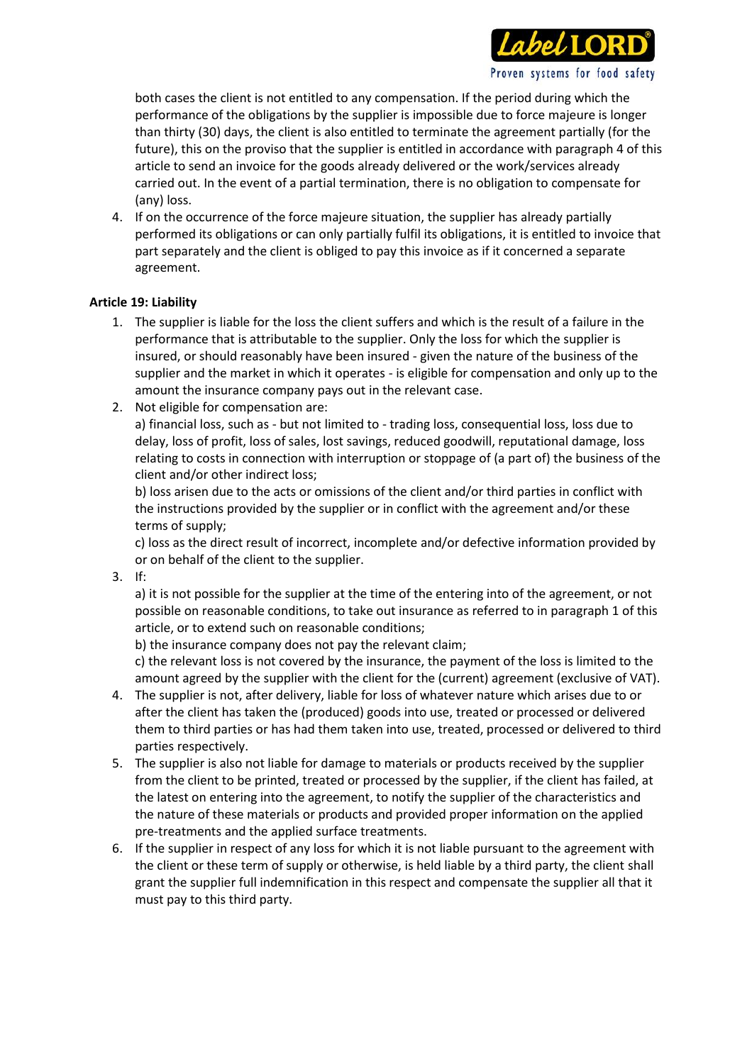both cases the client is not entitled to any compensation. If the period during which the performance of the obligations by the supplier is impossible due to force majeure is longer than thirty (30) days, the client is also entitled to terminate the agreement partially (for the future), this on the proviso that the supplier is entitled in accordance with paragraph 4 of this article to send an invoice for the goods already delivered or the work/services already carried out. In the event of a partial termination, there is no obligation to compensate for (any) loss.

4. If on the occurrence of the force majeure situation, the supplier has already partially performed its obligations or can only partially fulfil its obligations, it is entitled to invoice that part separately and the client is obliged to pay this invoice as if it concerned a separate agreement.

**Article 19: Liability**

1. The supplier is liable for the loss the client suffers and which is the result of a failure in the performance that is attributable to the supplier. Only the loss for which the supplier is insured, or should reasonably have been insured - given the nature of the business of the supplier and the market in which it operates - is eligible for compensation and only up to the amount the insurance company pays out in the relevant case.
2. Not eligible for compensation are:
   a) financial loss, such as - but not limited to - trading loss, consequential loss, loss due to delay, loss of profit, loss of sales, lost savings, reduced goodwill, reputational damage, loss relating to costs in connection with interruption or stoppage of (a part of) the business of the client and/or other indirect loss;
   b) loss arisen due to the acts or omissions of the client and/or third parties in conflict with the instructions provided by the supplier or in conflict with the agreement and/or these terms of supply;
   c) loss as the direct result of incorrect, incomplete and/or defective information provided by or on behalf of the client to the supplier.
3. If:
   a) it is not possible for the supplier at the time of the entering into of the agreement, or not possible on reasonable conditions, to take out insurance as referred to in paragraph 1 of this article, or to extend such on reasonable conditions;
   b) the insurance company does not pay the relevant claim;
   c) the relevant loss is not covered by the insurance, the payment of the loss is limited to the amount agreed by the supplier with the client for the (current) agreement (exclusive of VAT).
4. The supplier is not, after delivery, liable for loss of whatever nature which arises due to or after the client has taken the (produced) goods into use, treated or processed or delivered them to third parties or has had them taken into use, treated, processed or delivered to third parties respectively.
5. The supplier is also not liable for damage to materials or products received by the supplier from the client to be printed, treated or processed by the supplier, if the client has failed, at the latest on entering into the agreement, to notify the supplier of the characteristics and the nature of these materials or products and provided proper information on the applied pre-treatments and the applied surface treatments.
6. If the supplier in respect of any loss for which it is not liable pursuant to the agreement with the client or these term of supply or otherwise, is held liable by a third party, the client shall grant the supplier full indemnification in this respect and compensate the supplier all that it must pay to this third party.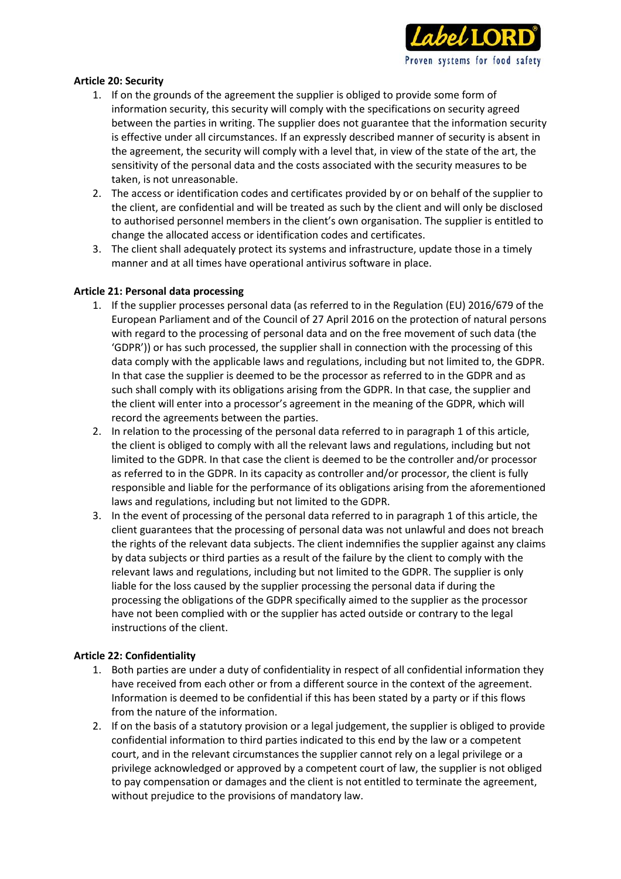**Article 20: Security**

1. If on the grounds of the agreement the supplier is obliged to provide some form of information security, this security will comply with the specifications on security agreed between the parties in writing. The supplier does not guarantee that the information security is effective under all circumstances. If an expressly described manner of security is absent in the agreement, the security will comply with a level that, in view of the state of the art, the sensitivity of the personal data and the costs associated with the security measures to be taken, is not unreasonable.
2. The access or identification codes and certificates provided by or on behalf of the supplier to the client, are confidential and will be treated as such by the client and will only be disclosed to authorised personnel members in the client's own organisation. The supplier is entitled to change the allocated access or identification codes and certificates.
3. The client shall adequately protect its systems and infrastructure, update those in a timely manner and at all times have operational antivirus software in place.

**Article 21: Personal data processing**

1. If the supplier processes personal data (as referred to in the Regulation (EU) 2016/679 of the European Parliament and of the Council of 27 April 2016 on the protection of natural persons with regard to the processing of personal data and on the free movement of such data (the 'GDPR')) or has such processed, the supplier shall in connection with the processing of this data comply with the applicable laws and regulations, including but not limited to, the GDPR. In that case the supplier is deemed to be the processor as referred to in the GDPR and as such shall comply with its obligations arising from the GDPR. In that case, the supplier and the client will enter into a processor's agreement in the meaning of the GDPR, which will record the agreements between the parties.
2. In relation to the processing of the personal data referred to in paragraph 1 of this article, the client is obliged to comply with all the relevant laws and regulations, including but not limited to the GDPR. In that case the client is deemed to be the controller and/or processor as referred to in the GDPR. In its capacity as controller and/or processor, the client is fully responsible and liable for the performance of its obligations arising from the aforementioned laws and regulations, including but not limited to the GDPR.
3. In the event of processing of the personal data referred to in paragraph 1 of this article, the client guarantees that the processing of personal data was not unlawful and does not breach the rights of the relevant data subjects. The client indemnifies the supplier against any claims by data subjects or third parties as a result of the failure by the client to comply with the relevant laws and regulations, including but not limited to the GDPR. The supplier is only liable for the loss caused by the supplier processing the personal data if during the processing the obligations of the GDPR specifically aimed to the supplier as the processor have not been complied with or the supplier has acted outside or contrary to the legal instructions of the client.

**Article 22: Confidentiality**

1. Both parties are under a duty of confidentiality in respect of all confidential information they have received from each other or from a different source in the context of the agreement. Information is deemed to be confidential if this has been stated by a party or if this flows from the nature of the information.
2. If on the basis of a statutory provision or a legal judgement, the supplier is obliged to provide confidential information to third parties indicated to this end by the law or a competent court, and in the relevant circumstances the supplier cannot rely on a legal privilege or a privilege acknowledged or approved by a competent court of law, the supplier is not obliged to pay compensation or damages and the client is not entitled to terminate the agreement, without prejudice to the provisions of mandatory law.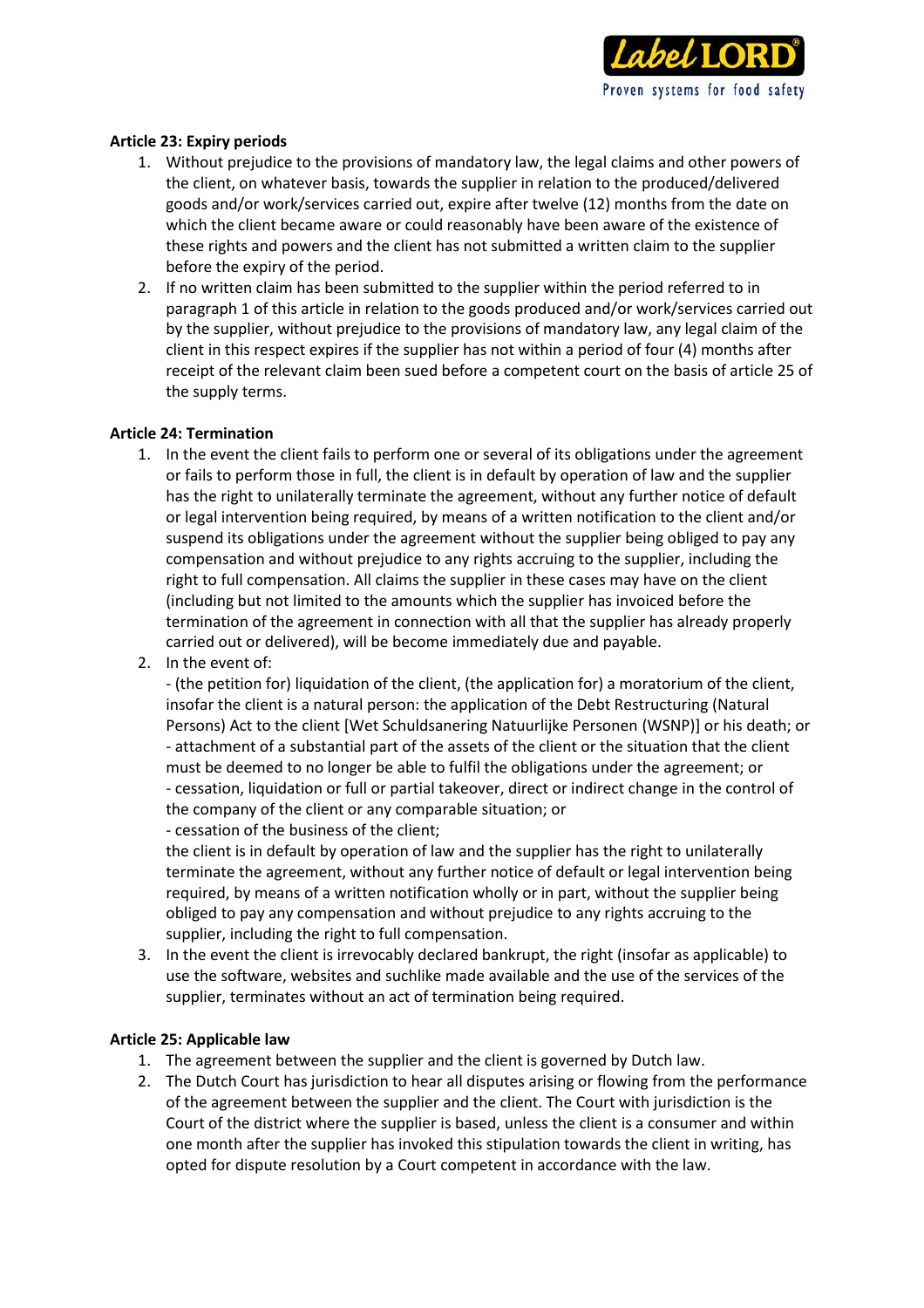**Article 23: Expiry periods**

1. Without prejudice to the provisions of mandatory law, the legal claims and other powers of the client, on whatever basis, towards the supplier in relation to the produced/delivered goods and/or work/services carried out, expire after twelve (12) months from the date on which the client became aware or could reasonably have been aware of the existence of these rights and powers and the client has not submitted a written claim to the supplier before the expiry of the period.
2. If no written claim has been submitted to the supplier within the period referred to in paragraph 1 of this article in relation to the goods produced and/or work/services carried out by the supplier, without prejudice to the provisions of mandatory law, any legal claim of the client in this respect expires if the supplier has not within a period of four (4) months after receipt of the relevant claim been sued before a competent court on the basis of article 25 of the supply terms.

**Article 24: Termination**

1. In the event the client fails to perform one or several of its obligations under the agreement or fails to perform those in full, the client is in default by operation of law and the supplier has the right to unilaterally terminate the agreement, without any further notice of default or legal intervention being required, by means of a written notification to the client and/or suspend its obligations under the agreement without the supplier being obliged to pay any compensation and without prejudice to any rights accruing to the supplier, including the right to full compensation. All claims the supplier in these cases may have on the client (including but not limited to the amounts which the supplier has invoiced before the termination of the agreement in connection with all that the supplier has already properly carried out or delivered), will be become immediately due and payable.
2. In the event of:
   - (the petition for) liquidation of the client, (the application for) a moratorium of the client, insofar the client is a natural person: the application of the Debt Restructuring (Natural Persons) Act to the client [Wet Schuldsanering Natuurlijke Personen (WSNP)] or his death; or
   - attachment of a substantial part of the assets of the client or the situation that the client must be deemed to no longer be able to fulfil the obligations under the agreement; or
   - cessation, liquidation or full or partial takeover, direct or indirect change in the control of the company of the client or any comparable situation; or
   - cessation of the business of the client;

   the client is in default by operation of law and the supplier has the right to unilaterally terminate the agreement, without any further notice of default or legal intervention being required, by means of a written notification wholly or in part, without the supplier being obliged to pay any compensation and without prejudice to any rights accruing to the supplier, including the right to full compensation.
3. In the event the client is irrevocably declared bankrupt, the right (insofar as applicable) to use the software, websites and suchlike made available and the use of the services of the supplier, terminates without an act of termination being required.

**Article 25: Applicable law**

1. The agreement between the supplier and the client is governed by Dutch law.
2. The Dutch Court has jurisdiction to hear all disputes arising or flowing from the performance of the agreement between the supplier and the client. The Court with jurisdiction is the Court of the district where the supplier is based, unless the client is a consumer and within one month after the supplier has invoked this stipulation towards the client in writing, has opted for dispute resolution by a Court competent in accordance with the law.